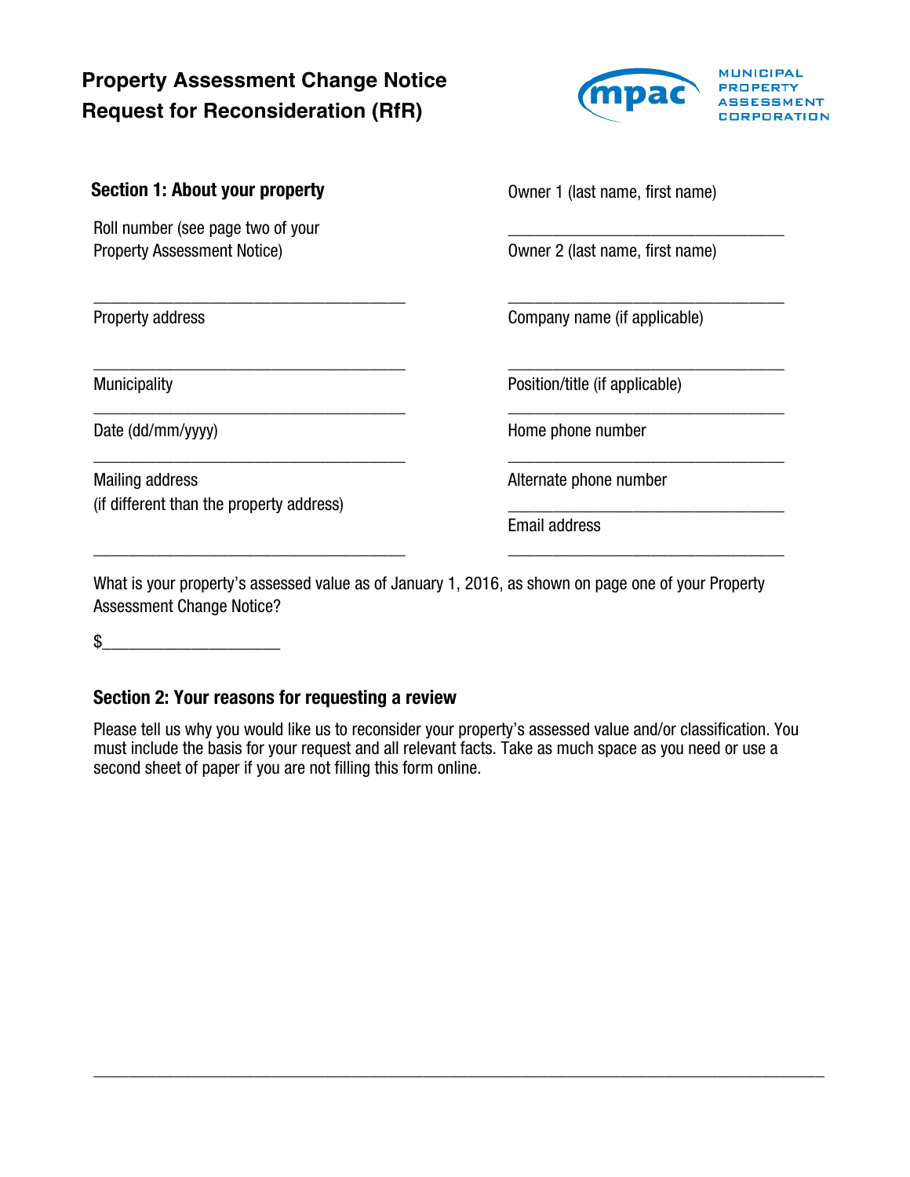# Property Assessment Change Notice
# Request for Reconsideration (RfR)

MUNICIPAL PROPERTY ASSESSMENT CORPORATION

## Section 1: About your property

Roll number (see page two of your Property Assessment Notice)

___________________________________

Property address

___________________________________

Municipality

___________________________________

Date (dd/mm/yyyy)

___________________________________

Mailing address
(if different than the property address)

___________________________________

Owner 1 (last name, first name)

___________________________________

Owner 2 (last name, first name)

___________________________________

Company name (if applicable)

___________________________________

Position/title (if applicable)

___________________________________

Home phone number

___________________________________

Alternate phone number

___________________________________

Email address

___________________________________

What is your property's assessed value as of January 1, 2016, as shown on page one of your Property Assessment Change Notice?

$____________________

## Section 2: Your reasons for requesting a review

Please tell us why you would like us to reconsider your property's assessed value and/or classification. You must include the basis for your request and all relevant facts. Take as much space as you need or use a second sheet of paper if you are not filling this form online.

___________________________________________________________________________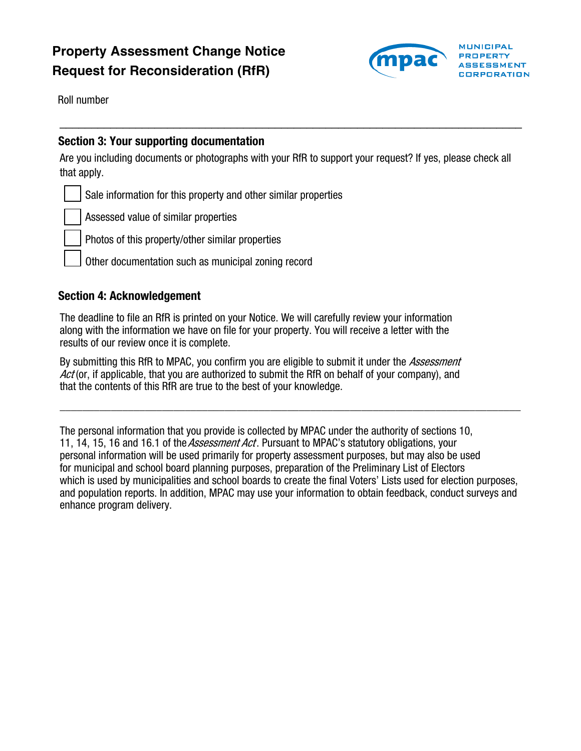# Property Assessment Change Notice
# Request for Reconsideration (RfR)

MUNICIPAL PROPERTY ASSESSMENT CORPORATION

Roll number

---

## Section 3: Your supporting documentation

Are you including documents or photographs with your RfR to support your request? If yes, please check all that apply.

- ☐ Sale information for this property and other similar properties
- ☐ Assessed value of similar properties
- ☐ Photos of this property/other similar properties
- ☐ Other documentation such as municipal zoning record

## Section 4: Acknowledgement

The deadline to file an RfR is printed on your Notice. We will carefully review your information along with the information we have on file for your property. You will receive a letter with the results of our review once it is complete.

By submitting this RfR to MPAC, you confirm you are eligible to submit it under the *Assessment Act* (or, if applicable, that you are authorized to submit the RfR on behalf of your company), and that the contents of this RfR are true to the best of your knowledge.

---

The personal information that you provide is collected by MPAC under the authority of sections 10, 11, 14, 15, 16 and 16.1 of the *Assessment Act*. Pursuant to MPAC's statutory obligations, your personal information will be used primarily for property assessment purposes, but may also be used for municipal and school board planning purposes, preparation of the Preliminary List of Electors which is used by municipalities and school boards to create the final Voters' Lists used for election purposes, and population reports. In addition, MPAC may use your information to obtain feedback, conduct surveys and enhance program delivery.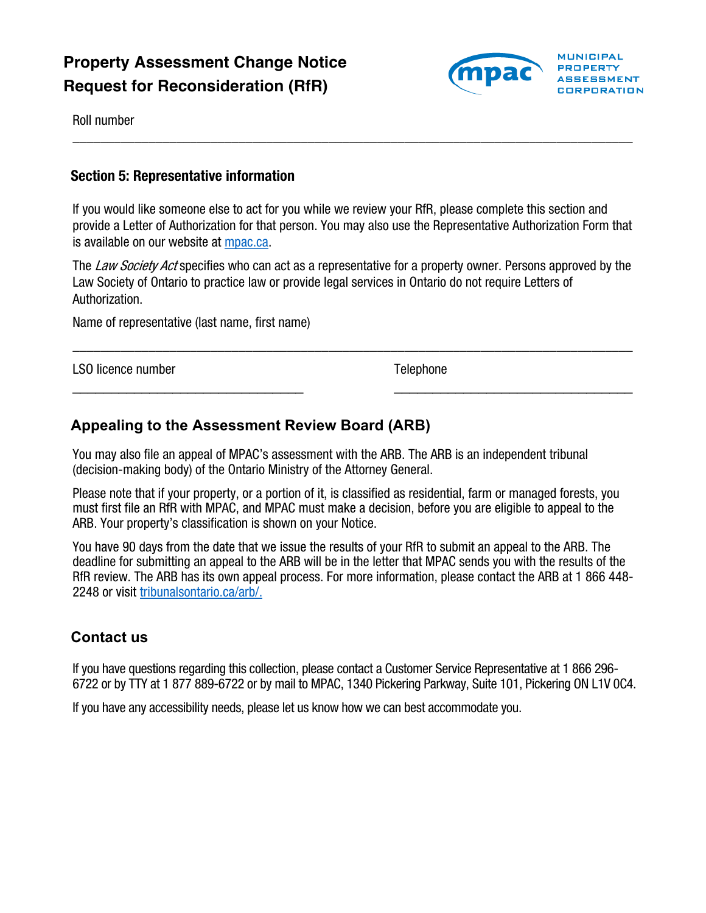# Property Assessment Change Notice
# Request for Reconsideration (RfR)

MUNICIPAL PROPERTY ASSESSMENT CORPORATION

Roll number

\_\_\_\_\_\_\_\_\_\_\_\_\_\_\_\_\_\_\_\_\_\_\_\_\_\_\_\_\_\_\_\_\_\_\_\_\_\_\_\_

### Section 5: Representative information

If you would like someone else to act for you while we review your RfR, please complete this section and provide a Letter of Authorization for that person. You may also use the Representative Authorization Form that is available on our website at mpac.ca.

The *Law Society Act* specifies who can act as a representative for a property owner. Persons approved by the Law Society of Ontario to practice law or provide legal services in Ontario do not require Letters of Authorization.

Name of representative (last name, first name)

\_\_\_\_\_\_\_\_\_\_\_\_\_\_\_\_\_\_\_\_\_\_\_\_\_\_\_\_\_\_\_\_\_\_\_\_\_\_\_\_

LSO licence number \_\_\_\_\_\_\_\_\_\_\_\_\_\_\_\_\_\_\_\_

Telephone \_\_\_\_\_\_\_\_\_\_\_\_\_\_\_\_\_\_\_\_

## Appealing to the Assessment Review Board (ARB)

You may also file an appeal of MPAC's assessment with the ARB. The ARB is an independent tribunal (decision-making body) of the Ontario Ministry of the Attorney General.

Please note that if your property, or a portion of it, is classified as residential, farm or managed forests, you must first file an RfR with MPAC, and MPAC must make a decision, before you are eligible to appeal to the ARB. Your property's classification is shown on your Notice.

You have 90 days from the date that we issue the results of your RfR to submit an appeal to the ARB. The deadline for submitting an appeal to the ARB will be in the letter that MPAC sends you with the results of the RfR review. The ARB has its own appeal process. For more information, please contact the ARB at 1 866 448-2248 or visit tribunalsontario.ca/arb/.

## Contact us

If you have questions regarding this collection, please contact a Customer Service Representative at 1 866 296-6722 or by TTY at 1 877 889-6722 or by mail to MPAC, 1340 Pickering Parkway, Suite 101, Pickering ON L1V 0C4.

If you have any accessibility needs, please let us know how we can best accommodate you.